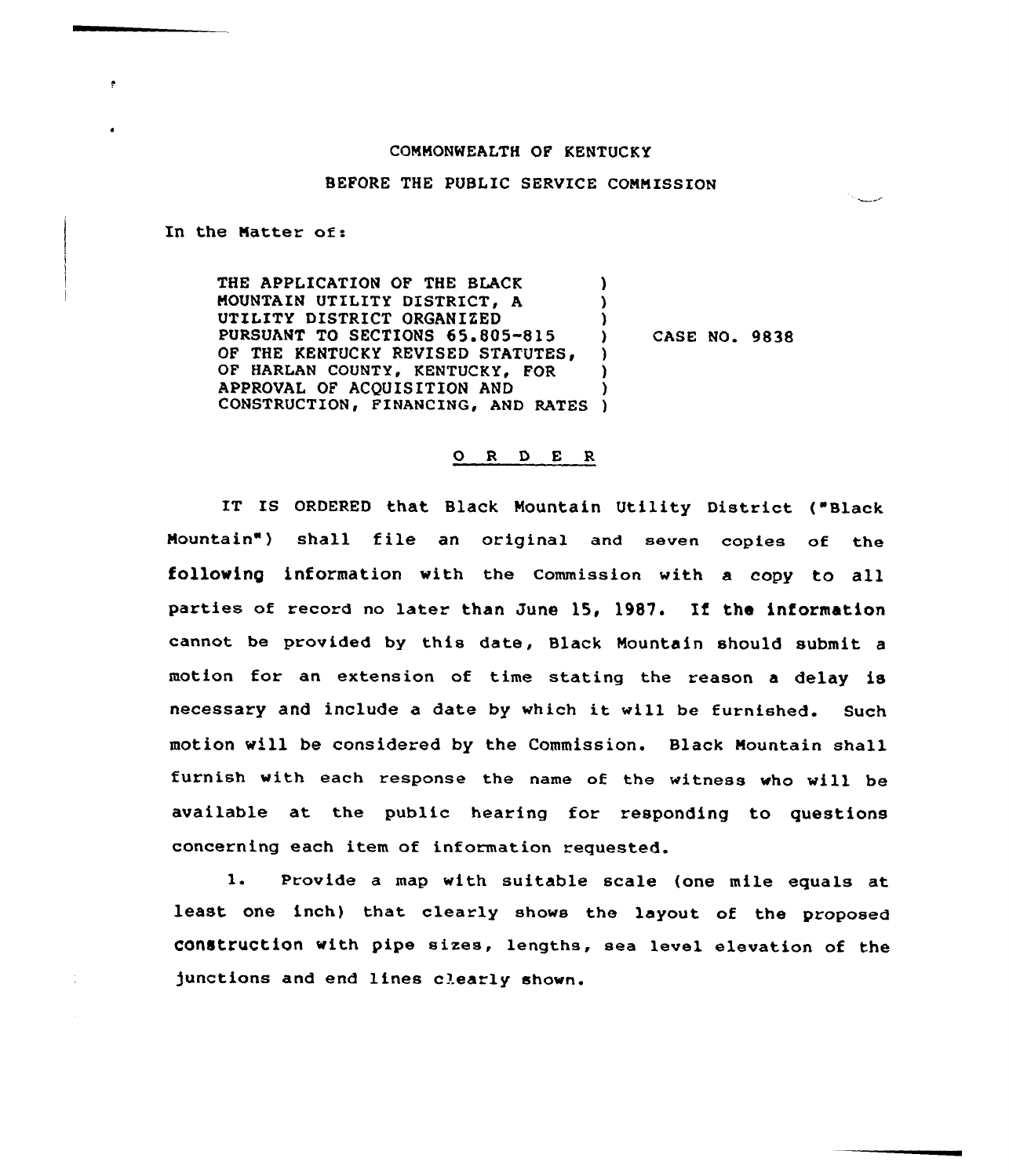COMMONWEALTH OF KENTUCKY

BEFORE THE PUBLIC SERVICE COMMISSION

In the Matter of:

| | | |
|---|---|---|
| THE APPLICATION OF THE BLACK MOUNTAIN UTILITY DISTRICT, A UTILITY DISTRICT ORGANIZED PURSUANT TO SECTIONS 65.805-815 OF THE KENTUCKY REVISED STATUTES, OF HARLAN COUNTY, KENTUCKY, FOR APPROVAL OF ACQUISITION AND CONSTRUCTION, FINANCING, AND RATES | ) | CASE NO. 9838 |

## O R D E R

IT IS ORDERED that Black Mountain Utility District ("Black Mountain") shall file an original and seven copies of the following information with the Commission with a copy to all parties of record no later than June 15, 1987. If the information cannot be provided by this date, Black Mountain should submit a motion for an extension of time stating the reason a delay is necessary and include a date by which it will be furnished. Such motion will be considered by the Commission. Black Mountain shall furnish with each response the name of the witness who will be available at the public hearing for responding to questions concerning each item of information requested.

1. Provide a map with suitable scale (one mile equals at least one inch) that clearly shows the layout of the proposed construction with pipe sizes, lengths, sea level elevation of the junctions and end lines clearly shown.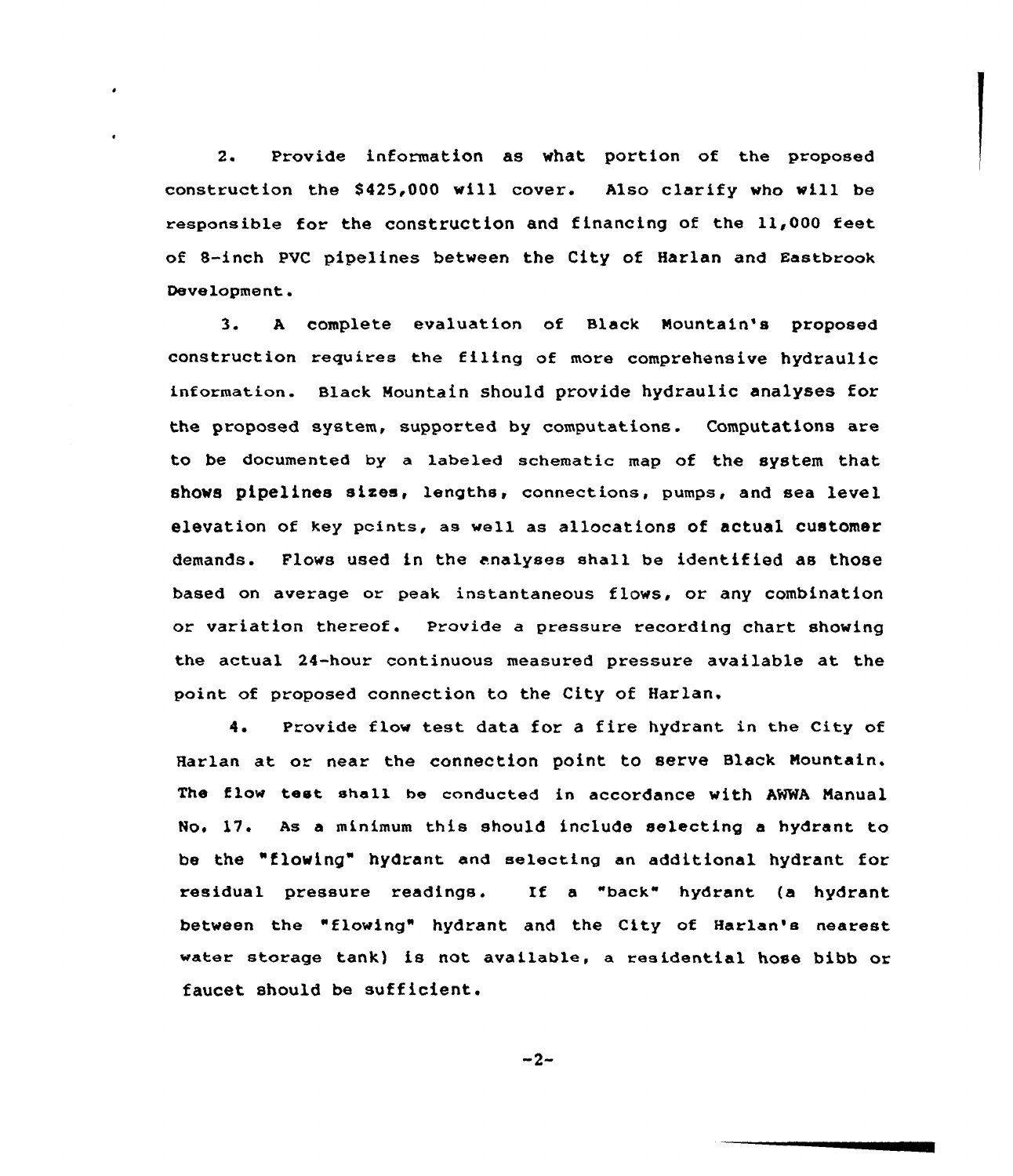2. Provide information as what portion of the proposed construction the $425,000 will cover. Also clarify who will be responsible for the construction and financing of the 11,000 feet of 8-inch PVC pipelines between the City of Harlan and Eastbrook Development.

3. A complete evaluation of Black Mountain's proposed construction requires the filing of more comprehensive hydraulic information. Black Mountain should provide hydraulic analyses for the proposed system, supported by computations. Computations are to be documented by a labeled schematic map of the system that shows pipelines sizes, lengths, connections, pumps, and sea level elevation of key points, as well as allocations of actual customer demands. Flows used in the analyses shall be identified as those based on average or peak instantaneous flows, or any combination or variation thereof. Provide a pressure recording chart showing the actual 24-hour continuous measured pressure available at the point of proposed connection to the City of Harlan.

4. Provide flow test data for a fire hydrant in the City of Harlan at or near the connection point to serve Black Mountain. The flow test shall be conducted in accordance with AWWA Manual No. 17. As a minimum this should include selecting a hydrant to be the "flowing" hydrant and selecting an additional hydrant for residual pressure readings. If a "back" hydrant (a hydrant between the "flowing" hydrant and the City of Harlan's nearest water storage tank) is not available, a residential hose bibb or faucet should be sufficient.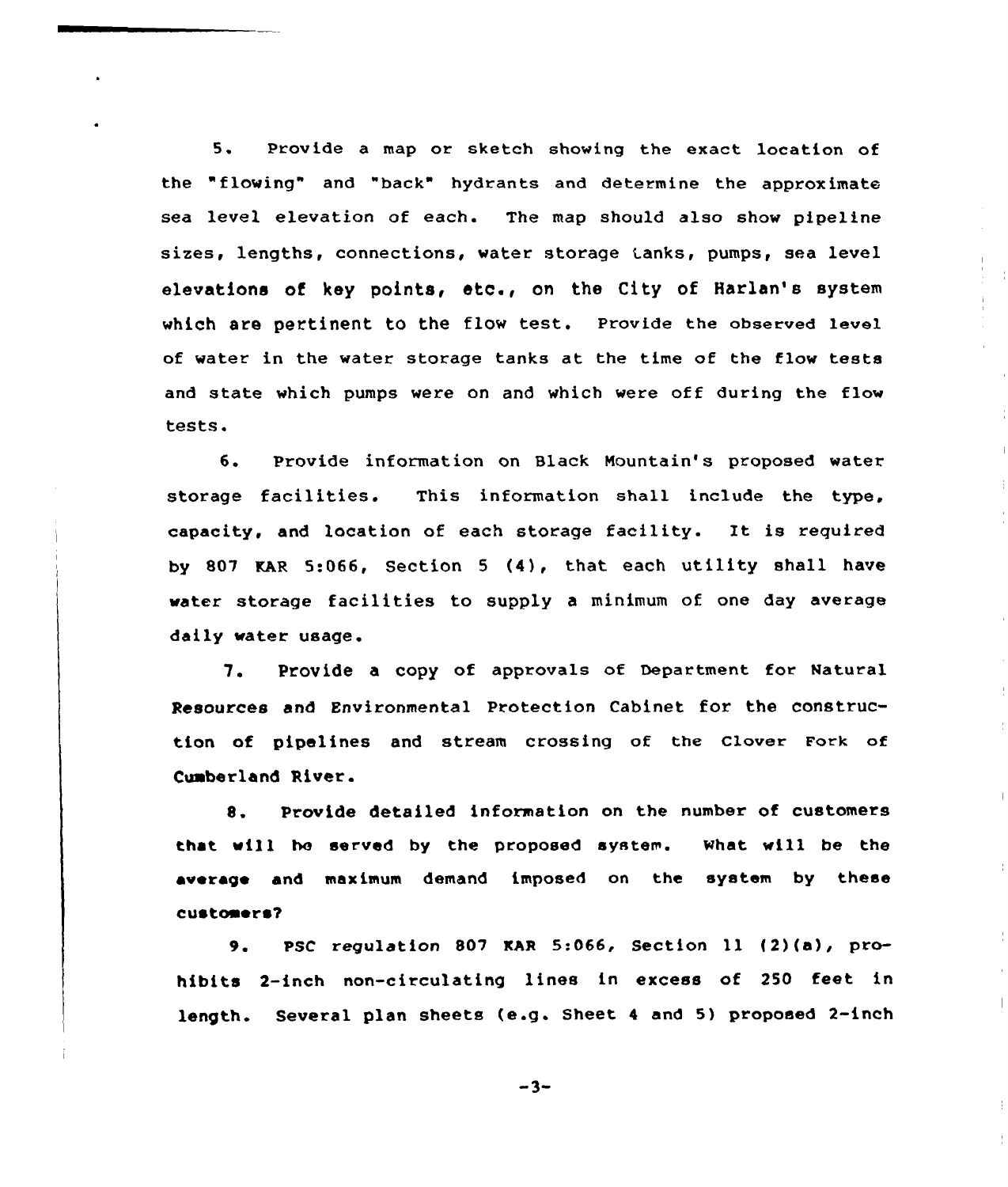5. Provide a map or sketch showing the exact location of the "flowing" and "back" hydrants and determine the approximate sea level elevation of each. The map should also show pipeline sizes, lengths, connections, water storage tanks, pumps, sea level elevations of key points, etc., on the City of Harlan's system which are pertinent to the flow test. Provide the observed level of water in the water storage tanks at the time of the flow tests and state which pumps were on and which were off during the flow tests.

6. Provide information on Black Mountain's proposed water storage facilities. This information shall include the type, capacity, and location of each storage facility. It is required by 807 KAR 5:066, Section 5 (4), that each utility shall have water storage facilities to supply a minimum of one day average daily water usage.

7. Provide a copy of approvals of Department for Natural Resources and Environmental Protection Cabinet for the construction of pipelines and stream crossing of the Clover Fork of Cumberland River.

8. Provide detailed information on the number of customers that will be served by the proposed system. What will be the average and maximum demand imposed on the system by these customers?

9. PSC regulation 807 KAR 5:066, Section 11 (2)(a), prohibits 2-inch non-circulating lines in excess of 250 feet in length. Several plan sheets (e.g. Sheet 4 and 5) proposed 2-inch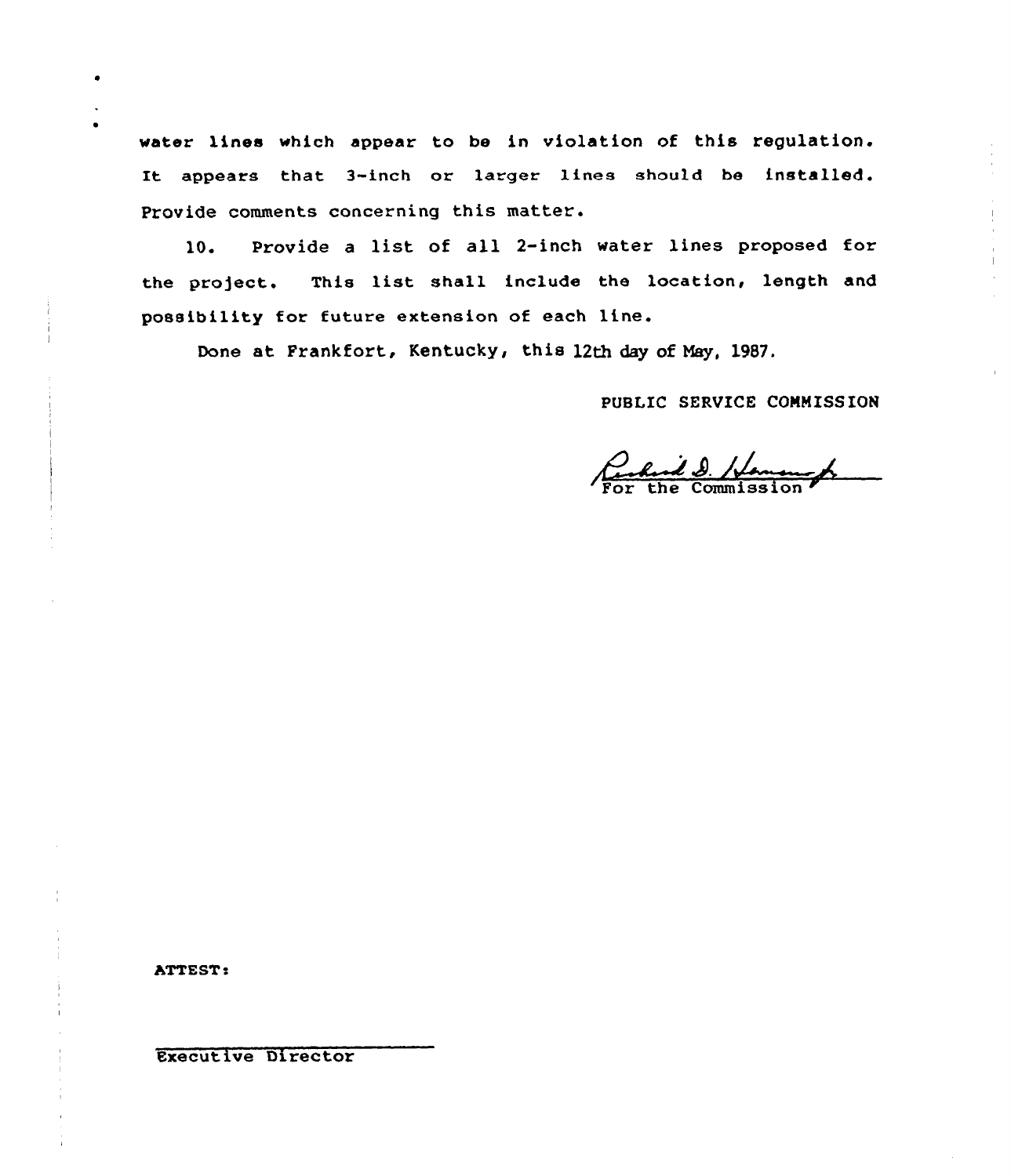water lines which appear to be in violation of this regulation. It appears that 3-inch or larger lines should be installed. Provide comments concerning this matter.

10. Provide a list of all 2-inch water lines proposed for the project. This list shall include the location, length and possibility for future extension of each line.

Done at Frankfort, Kentucky, this 12th day of May, 1987.

PUBLIC SERVICE COMMISSION

For the Commission

ATTEST:

Executive Director